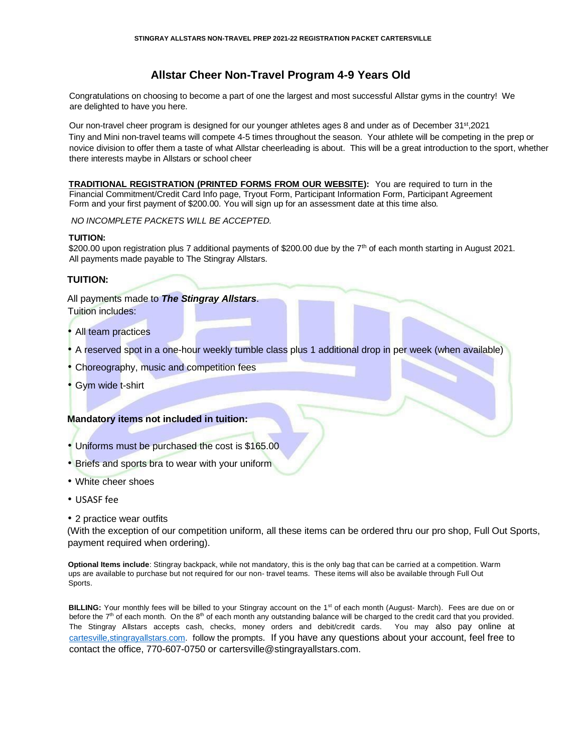# Allstar Cheer Non-Travel Program 4-9 Years Old

Congratulations on choosing to become a part of one the largest and most successful Allstar gyms in the country! We are delighted to have you here.

Our non-travel cheer program is designed for our younger athletes ages 8 and under as of December 31st,2021 Tiny and Mini non-travel teams will compete 4-5 times throughout the season. Your athlete will be competing in the prep or novice division to offer them a taste of what Allstar cheerleading is about. This will be a great introduction to the sport, whether there interests maybe in Allstars or school cheer

**TRADITIONAL REGISTRATION (PRINTED FORMS FROM OUR WEBSITE):** You are required to turn in the Financial Commitment/Credit Card Info page, Tryout Form, Participant Information Form, Participant Agreement Form and your first payment of $200.00. You will sign up for an assessment date at this time also.

*NO INCOMPLETE PACKETS WILL BE ACCEPTED.*

**TUITION:**
$200.00 upon registration plus 7 additional payments of $200.00 due by the 7th of each month starting in August 2021. All payments made payable to The Stingray Allstars.

**TUITION:**

All payments made to ***The Stingray Allstars***.
Tuition includes:

- All team practices
- A reserved spot in a one-hour weekly tumble class plus 1 additional drop in per week (when available)
- Choreography, music and competition fees
- Gym wide t-shirt

**Mandatory items not included in tuition:**

- Uniforms must be purchased the cost is $165.00
- Briefs and sports bra to wear with your uniform
- White cheer shoes
- USASF fee
- 2 practice wear outfits

(With the exception of our competition uniform, all these items can be ordered thru our pro shop, Full Out Sports, payment required when ordering).

**Optional Items include**: Stingray backpack, while not mandatory, this is the only bag that can be carried at a competition. Warm ups are available to purchase but not required for our non- travel teams. These items will also be available through Full Out Sports.

**BILLING:** Your monthly fees will be billed to your Stingray account on the 1st of each month (August- March). Fees are due on or before the 7th of each month. On the 8th of each month any outstanding balance will be charged to the credit card that you provided. The Stingray Allstars accepts cash, checks, money orders and debit/credit cards. You may also pay online at cartesville,stingrayallstars.com. follow the prompts. If you have any questions about your account, feel free to contact the office, 770-607-0750 or cartersville@stingrayallstars.com.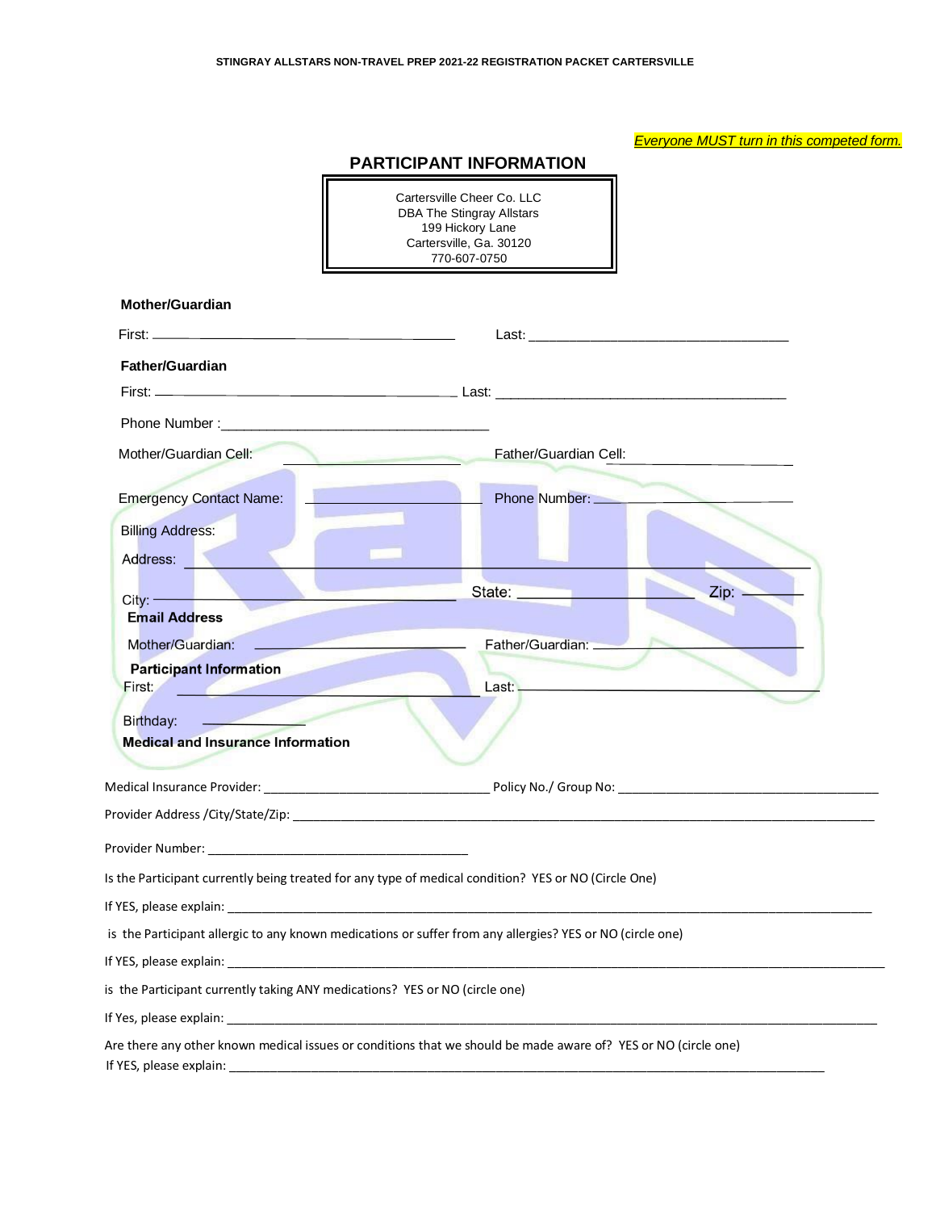*Everyone MUST turn in this competed form.*

## PARTICIPANT INFORMATION

Cartersville Cheer Co. LLC
DBA The Stingray Allstars
199 Hickory Lane
Cartersville, Ga. 30120
770-607-0750

**Mother/Guardian**

First: ______________________________ Last: ______________________________

**Father/Guardian**

First: ______________________________ Last: ______________________________

Phone Number :______________________________

Mother/Guardian Cell: ____________________ Father/Guardian Cell: ____________________

Emergency Contact Name: ____________________ Phone Number: ____________________

Billing Address:

Address: ______________________________________________________________

City: ______________________________ State: ____________________ Zip: ________

**Email Address**

Mother/Guardian: ____________________ Father/Guardian: ____________________

**Participant Information**

First: ______________________________ Last: ______________________________

Birthday: ____________

**Medical and Insurance Information**

Medical Insurance Provider: ______________________________ Policy No./ Group No: ______________________________

Provider Address /City/State/Zip: ______________________________________________________________

Provider Number: ______________________________

Is the Participant currently being treated for any type of medical condition? YES or NO (Circle One)

If YES, please explain: ______________________________________________________________

is the Participant allergic to any known medications or suffer from any allergies? YES or NO (circle one)

If YES, please explain: ______________________________________________________________

is the Participant currently taking ANY medications? YES or NO (circle one)

If Yes, please explain: ______________________________________________________________

Are there any other known medical issues or conditions that we should be made aware of? YES or NO (circle one)

If YES, please explain: ______________________________________________________________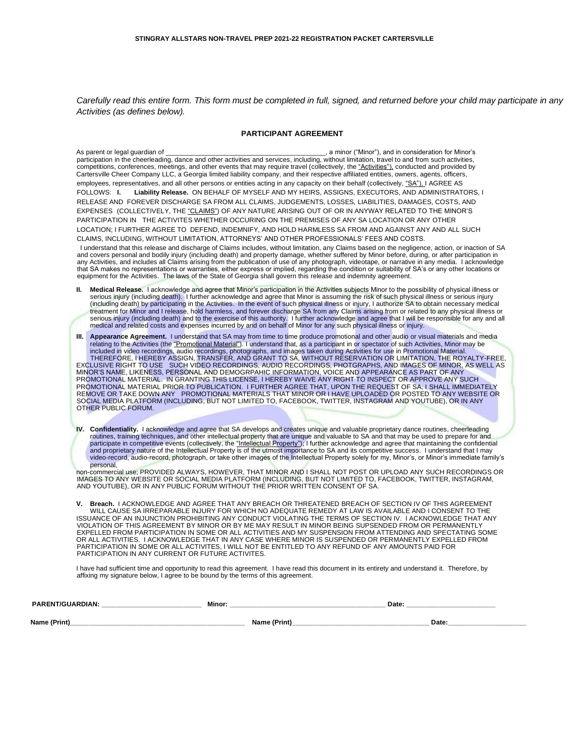*Carefully read this entire form. This form must be completed in full, signed, and returned before your child may participate in any Activities (as defines below).*

## PARTICIPANT AGREEMENT

As parent or legal guardian of ________________________________________, a minor ("Minor"), and in consideration for Minor's participation in the cheerleading, dance and other activities and services, including, without limitation, travel to and from such activities, competitions, conferences, meetings, and other events that may require travel (collectively, the "Activities"), conducted and provided by Cartersville Cheer Company LLC, a Georgia limited liability company, and their respective affiliated entities, owners, agents, officers, employees, representatives, and all other persons or entities acting in any capacity on their behalf (collectively, "SA"), I AGREE AS FOLLOWS:

**I. Liability Release.** ON BEHALF OF MYSELF AND MY HEIRS, ASSIGNS, EXECUTORS, AND ADMINISTRATORS, I RELEASE AND FOREVER DISCHARGE SA FROM ALL CLAIMS, JUDGEMENTS, LOSSES, LIABILITIES, DAMAGES, COSTS, AND EXPENSES (COLLECTIVELY, THE "CLAIMS") OF ANY NATURE ARISING OUT OF OR IN ANYWAY RELATED TO THE MINOR'S PARTICIPATION IN THE ACTIVITES WHETHER OCCURING ON THE PREMISES OF ANY SA LOCATION OR ANY OTHER LOCATION; I FURTHER AGREE TO DEFEND, INDEMNIFY, AND HOLD HARMLESS SA FROM AND AGAINST ANY AND ALL SUCH CLAIMS, INCLUDING, WITHOUT LIMITATION, ATTORNEYS' AND OTHER PROFESSIONALS' FEES AND COSTS.

I understand that this release and discharge of Claims includes, without limitation, any Claims based on the negligence, action, or inaction of SA and covers personal and bodily injury (including death) and property damage, whether suffered by Minor before, during, or after participation in any Activities, and includes all Claims arising from the publication of use of any photograph, videotape, or narrative in any media. I acknowledge that SA makes no representations or warranties, either express or implied, regarding the condition or suitability of SA's or any other locations or equipment for the Activities. The laws of the State of Georgia shall govern this release and indemnity agreement.

**II. Medical Release.** I acknowledge and agree that Minor's participation in the Activities subjects Minor to the possibility of physical illness or serious injury (including death). I further acknowledge and agree that Minor is assuming the risk of such physical illness or serious injury (including death) by participating in the Activities. In the event of such physical illness or injury, I authorize SA to obtain necessary medical treatment for Minor and I release, hold harmless, and forever discharge SA from any Claims arising from or related to any physical illness or serious injury (including death) and to the exercise of this authority. I further acknowledge and agree that I will be responsible for any and all medical and related costs and expenses incurred by and on behalf of Minor for any such physical illness or injury.

**III. Appearance Agreement.** I understand that SA may from time to time produce promotional and other audio or visual materials and media relating to the Activities (the "Promotional Material"). I understand that, as a participant in or spectator of such Activities, Minor may be included in video recordings, audio recordings, photographs, and images taken during Activities for use in Promotional Material. THEREFORE, I HEREBY ASSIGN, TRANSFER, AND GRANT TO SA, WITHOUT RESERVATION OR LIMITATION, THE ROYALTY-FREE, EXCLUSIVE RIGHT TO USE SUCH VIDEO RECORDINGS, AUDIO RECORDINGS, PHOTGRAPHS, AND IMAGES OF MINOR, AS WELL AS MINOR'S NAME, LIKENESS, PERSONAL AND DEMOGRPAHIC INFORMATION, VOICE AND APPEARANCE AS PART OF ANY PROMOTIONAL MATERIAL. IN GRANTING THIS LICENSE, I HEREBY WAIVE ANY RIGHT TO INSPECT OR APPROVE ANY SUCH PROMOTIONAL MATERIAL PRIOR TO PUBLICATION. I FURTHER AGREE THAT, UPON THE REQUEST OF SA, I SHALL IMMEDIATELY REMOVE OR TAKE DOWN ANY PROMOTIONAL MATERIALS THAT MINOR OR I HAVE UPLOADED OR POSTED TO ANY WEBSITE OR SOCIAL MEDIA PLATFORM (INCLUDING, BUT NOT LIMITED TO, FACEBOOK, TWITTER, INSTAGRAM AND YOUTUBE), OR IN ANY OTHER PUBLIC FORUM.

**IV. Confidentiality.** I acknowledge and agree that SA develops and creates unique and valuable proprietary dance routines, cheerleading routines, training techniques, and other intellectual property that are unique and valuable to SA and that may be used to prepare for and participate in competitive events (collectively, the "Intellectual Property"); I further acknowledge and agree that maintaining the confidential and proprietary nature of the Intellectual Property is of the utmost importance to SA and its competitive success. I understand that I may video-record, audio-record, photograph, or take other images of the Intellectual Property solely for my, Minor's, or Minor's immediate family's personal, non-commercial use; PROVIDED ALWAYS, HOWEVER, THAT MINOR AND I SHALL NOT POST OR UPLOAD ANY SUCH RECORDINGS OR IMAGES TO ANY WEBSITE OR SOCIAL MEDIA PLATFORM (INCLUDING, BUT NOT LIMITED TO, FACEBOOK, TWITTER, INSTAGRAM, AND YOUTUBE), OR IN ANY PUBLIC FORUM WITHOUT THE PRIOR WRITTEN CONSENT OF SA.

**V. Breach.** I ACKNOWLEDGE AND AGREE THAT ANY BREACH OR THREATENED BREACH OF SECTION IV OF THIS AGREEMENT WILL CAUSE SA IRREPARABLE INJURY FOR WHICH NO ADEQUATE REMEDY AT LAW IS AVAILABLE AND I CONSENT TO THE ISSUANCE OF AN INJUNCTION PROHIBITING ANY CONDUCT VIOLATING THE TERMS OF SECTION IV. I ACKNOWLEDGE THAT ANY VIOLATION OF THIS AGREEMENT BY MINOR OR BY ME MAY RESULT IN MINOR BEING SUPSENDED FROM OR PERMANENTLY EXPELLED FROM PARTICIPATION IN SOME OR ALL ACTIVITIES AND MY SUSPENSION FROM ATTENDING AND SPECTATING SOME OR ALL ACTIVITIES. I ACKNOWLEDGE THAT IN ANY CASE WHERE MINOR IS SUSPENDED OR PERMANENTLY EXPELLED FROM PARTICIPATION IN SOME OR ALL ACTIVITES, I WILL NOT BE ENTITLED TO ANY REFUND OF ANY AMOUNTS PAID FOR PARTICIPATION IN ANY CURRENT OR FUTURE ACTIVITES.

I have had sufficient time and opportunity to read this agreement. I have read this document in its entirety and understand it. Therefore, by affixing my signature below, I agree to be bound by the terms of this agreement.

**PARENT/GUARDIAN:** ________________________ **Minor:** ________________________________________ **Date:** ______________________

**Name (Print)**______________________________________________ **Name (Print)**___________________________________ **Date:**____________________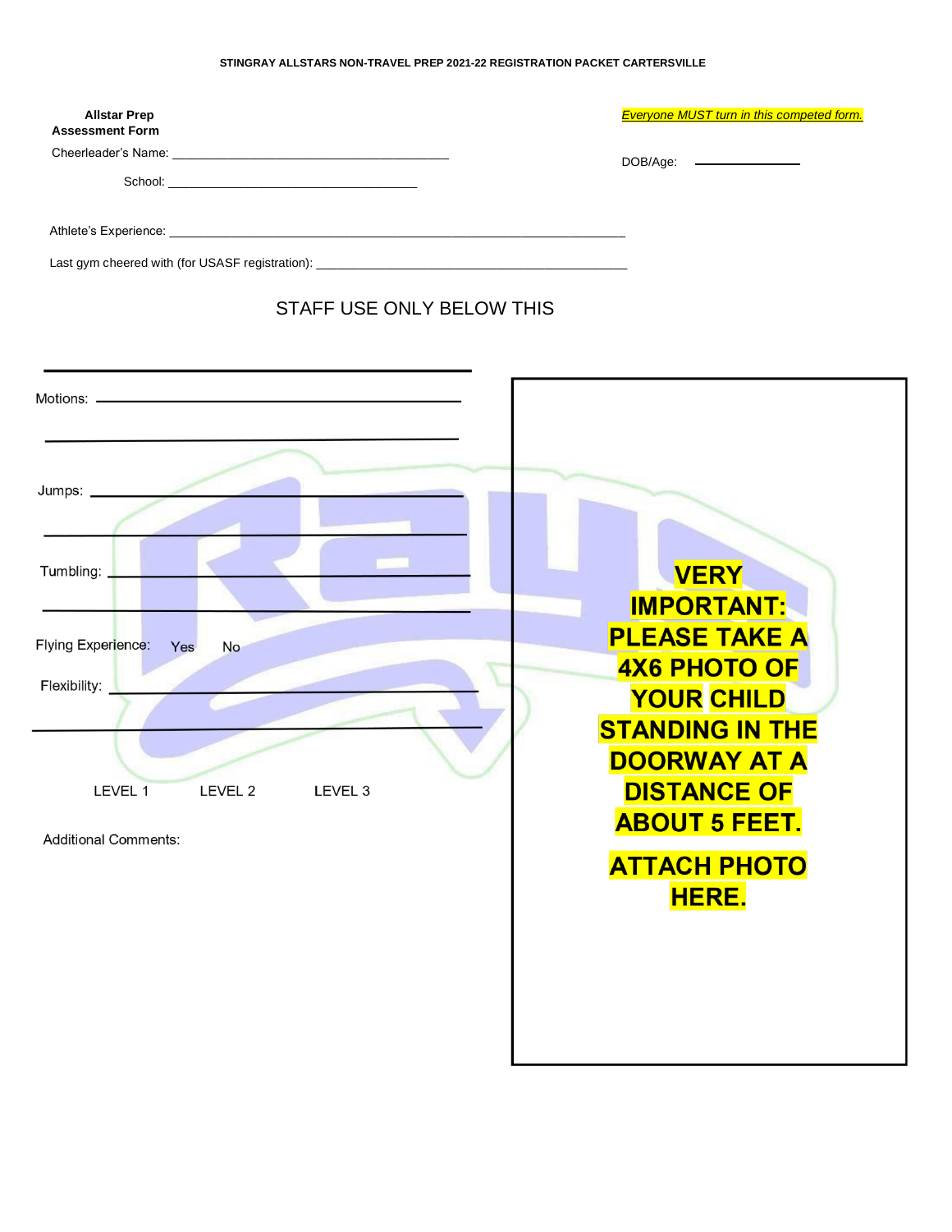STINGRAY ALLSTARS NON-TRAVEL PREP 2021-22 REGISTRATION PACKET CARTERSVILLE

**Allstar Prep Assessment Form**

*Everyone MUST turn in this competed form.*

Cheerleader's Name: ________________________________________

DOB/Age: ______________

School: ____________________________________

Athlete's Experience: ____________________________________________________________________

Last gym cheered with (for USASF registration): _____________________________________________

STAFF USE ONLY BELOW THIS

Motions: ____________________________________________

____________________________________________

Jumps: ____________________________________________

____________________________________________

Tumbling: ____________________________________________

____________________________________________

Flying Experience: Yes No

Flexibility: ____________________________________________

____________________________________________

LEVEL 1 LEVEL 2 LEVEL 3

Additional Comments:

**VERY IMPORTANT: PLEASE TAKE A 4X6 PHOTO OF YOUR CHILD STANDING IN THE DOORWAY AT A DISTANCE OF ABOUT 5 FEET.**

**ATTACH PHOTO HERE.**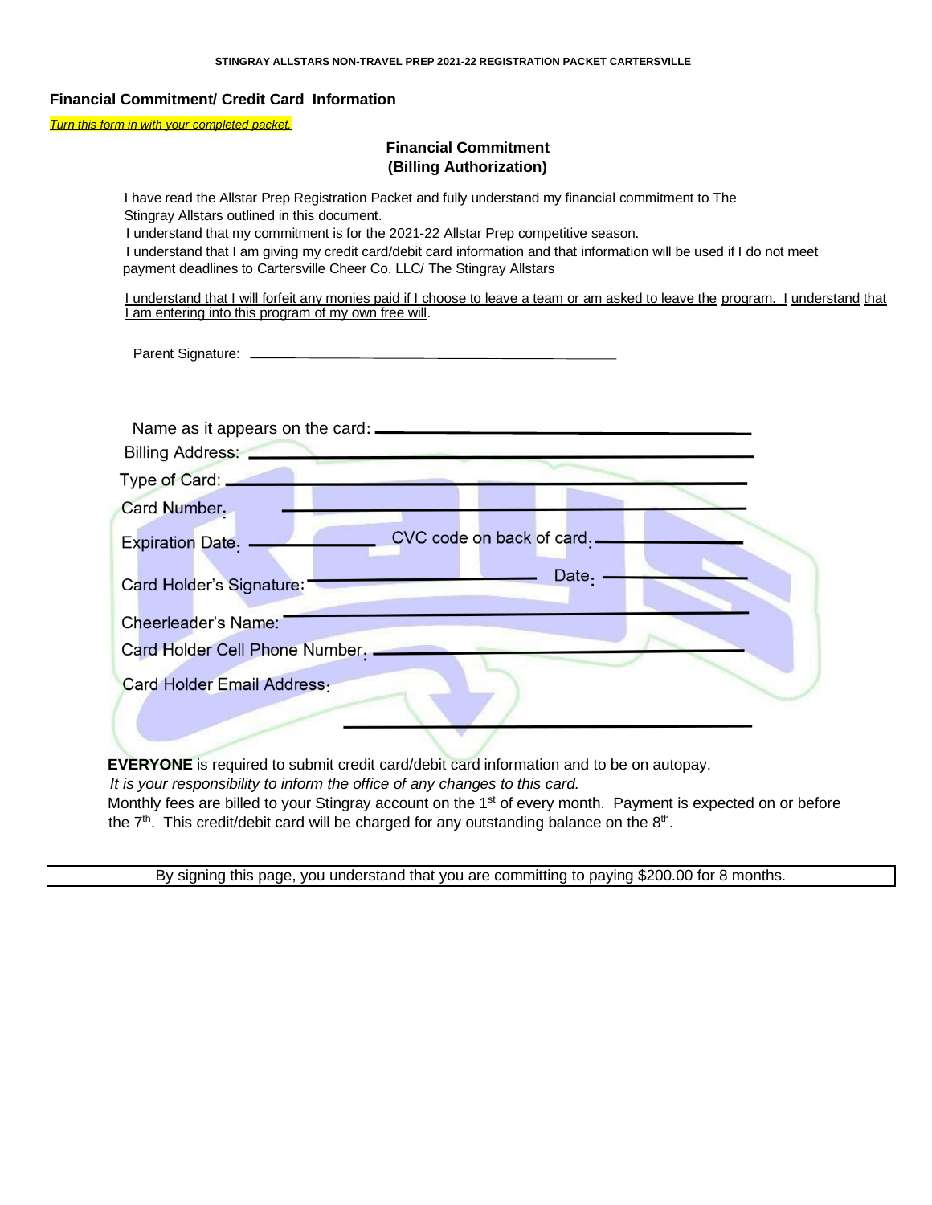STINGRAY ALLSTARS NON-TRAVEL PREP 2021-22 REGISTRATION PACKET CARTERSVILLE

## Financial Commitment/ Credit Card Information

*Turn this form in with your completed packet.*

### Financial Commitment
### (Billing Authorization)

I have read the Allstar Prep Registration Packet and fully understand my financial commitment to The Stingray Allstars outlined in this document.

I understand that my commitment is for the 2021-22 Allstar Prep competitive season.

I understand that I am giving my credit card/debit card information and that information will be used if I do not meet payment deadlines to Cartersville Cheer Co. LLC/ The Stingray Allstars

I understand that I will forfeit any monies paid if I choose to leave a team or am asked to leave the program. I understand that I am entering into this program of my own free will.

Parent Signature: ______________________________

Name as it appears on the card: ______________________________

Billing Address: ______________________________

Type of Card: ______________________________

Card Number: ______________________________

Expiration Date: ______________ CVC code on back of card: ______________

Card Holder's Signature: ______________________ Date: ______________

Cheerleader's Name: ______________________________

Card Holder Cell Phone Number: ______________________________

Card Holder Email Address: ______________________________

**EVERYONE** is required to submit credit card/debit card information and to be on autopay.

*It is your responsibility to inform the office of any changes to this card.*

Monthly fees are billed to your Stingray account on the 1st of every month. Payment is expected on or before the 7th. This credit/debit card will be charged for any outstanding balance on the 8th.

By signing this page, you understand that you are committing to paying $200.00 for 8 months.